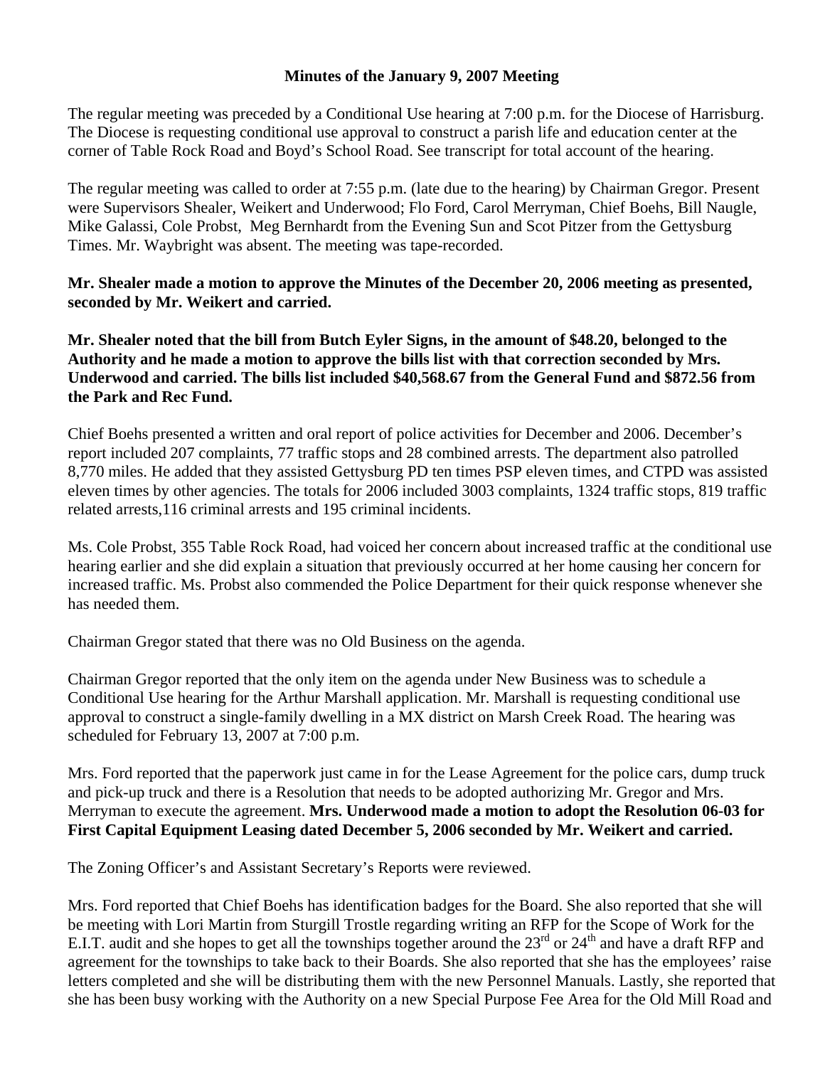**Minutes of the January 9, 2007 Meeting**

The regular meeting was preceded by a Conditional Use hearing at 7:00 p.m. for the Diocese of Harrisburg. The Diocese is requesting conditional use approval to construct a parish life and education center at the corner of Table Rock Road and Boyd's School Road. See transcript for total account of the hearing.

The regular meeting was called to order at 7:55 p.m. (late due to the hearing) by Chairman Gregor. Present were Supervisors Shealer, Weikert and Underwood; Flo Ford, Carol Merryman, Chief Boehs, Bill Naugle, Mike Galassi, Cole Probst, Meg Bernhardt from the Evening Sun and Scot Pitzer from the Gettysburg Times. Mr. Waybright was absent. The meeting was tape-recorded.

**Mr. Shealer made a motion to approve the Minutes of the December 20, 2006 meeting as presented, seconded by Mr. Weikert and carried.**

**Mr. Shealer noted that the bill from Butch Eyler Signs, in the amount of $48.20, belonged to the Authority and he made a motion to approve the bills list with that correction seconded by Mrs. Underwood and carried. The bills list included $40,568.67 from the General Fund and $872.56 from the Park and Rec Fund.**

Chief Boehs presented a written and oral report of police activities for December and 2006. December's report included 207 complaints, 77 traffic stops and 28 combined arrests. The department also patrolled 8,770 miles. He added that they assisted Gettysburg PD ten times PSP eleven times, and CTPD was assisted eleven times by other agencies. The totals for 2006 included 3003 complaints, 1324 traffic stops, 819 traffic related arrests,116 criminal arrests and 195 criminal incidents.

Ms. Cole Probst, 355 Table Rock Road, had voiced her concern about increased traffic at the conditional use hearing earlier and she did explain a situation that previously occurred at her home causing her concern for increased traffic. Ms. Probst also commended the Police Department for their quick response whenever she has needed them.

Chairman Gregor stated that there was no Old Business on the agenda.

Chairman Gregor reported that the only item on the agenda under New Business was to schedule a Conditional Use hearing for the Arthur Marshall application. Mr. Marshall is requesting conditional use approval to construct a single-family dwelling in a MX district on Marsh Creek Road. The hearing was scheduled for February 13, 2007 at 7:00 p.m.

Mrs. Ford reported that the paperwork just came in for the Lease Agreement for the police cars, dump truck and pick-up truck and there is a Resolution that needs to be adopted authorizing Mr. Gregor and Mrs. Merryman to execute the agreement. **Mrs. Underwood made a motion to adopt the Resolution 06-03 for First Capital Equipment Leasing dated December 5, 2006 seconded by Mr. Weikert and carried.**

The Zoning Officer's and Assistant Secretary's Reports were reviewed.

Mrs. Ford reported that Chief Boehs has identification badges for the Board. She also reported that she will be meeting with Lori Martin from Sturgill Trostle regarding writing an RFP for the Scope of Work for the E.I.T. audit and she hopes to get all the townships together around the 23rd or 24th and have a draft RFP and agreement for the townships to take back to their Boards. She also reported that she has the employees' raise letters completed and she will be distributing them with the new Personnel Manuals. Lastly, she reported that she has been busy working with the Authority on a new Special Purpose Fee Area for the Old Mill Road and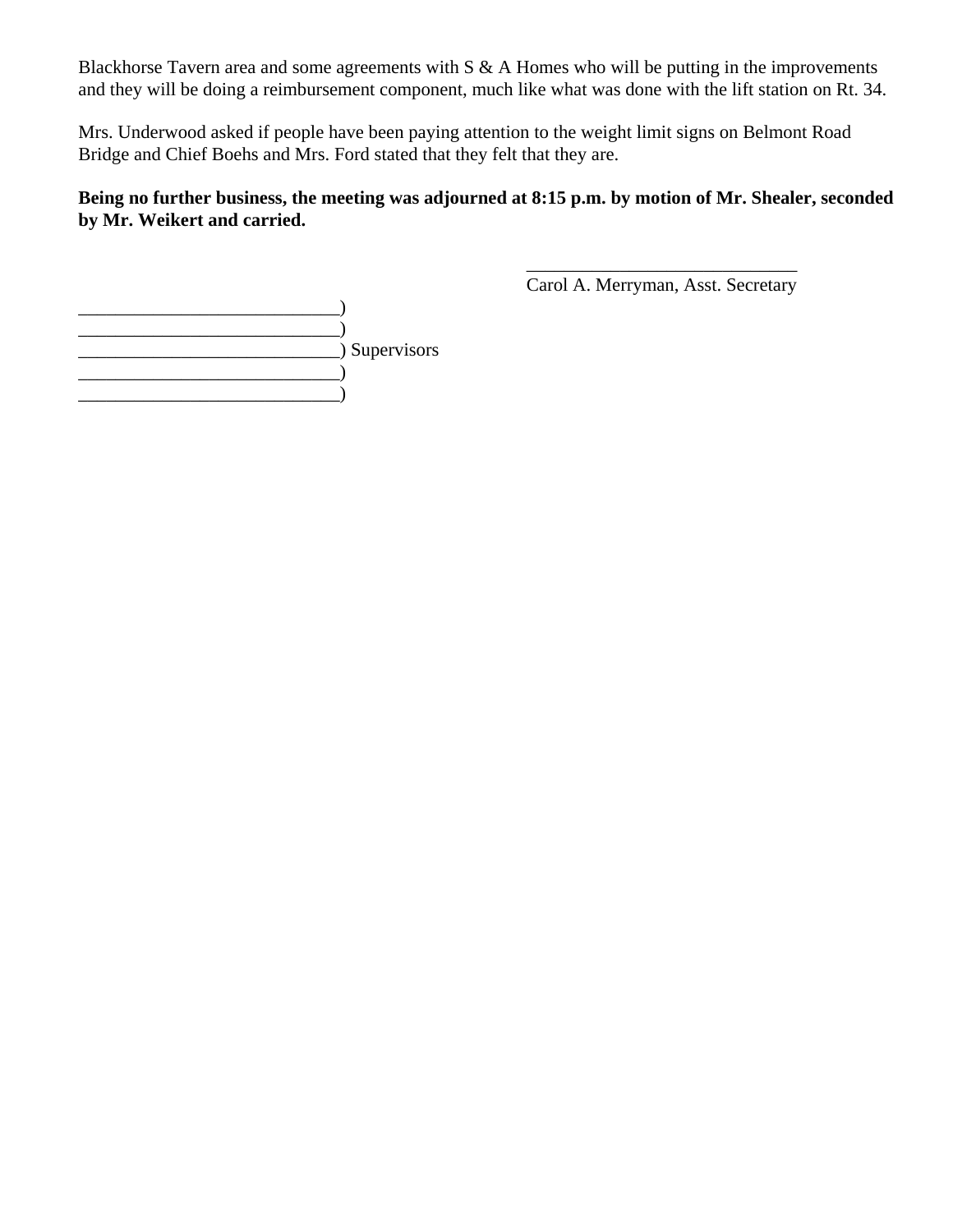Blackhorse Tavern area and some agreements with S & A Homes who will be putting in the improvements and they will be doing a reimbursement component, much like what was done with the lift station on Rt. 34.

Mrs. Underwood asked if people have been paying attention to the weight limit signs on Belmont Road Bridge and Chief Boehs and Mrs. Ford stated that they felt that they are.

**Being no further business, the meeting was adjourned at 8:15 p.m. by motion of Mr. Shealer, seconded by Mr. Weikert and carried.**

\_\_\_\_\_\_\_\_\_\_\_\_\_\_\_\_\_\_\_\_\_\_\_\_\_\_\_\_\_\_
Carol A. Merryman, Asst. Secretary

\_\_\_\_\_\_\_\_\_\_\_\_\_\_\_\_\_\_\_\_\_\_\_\_\_\_\_\_)
\_\_\_\_\_\_\_\_\_\_\_\_\_\_\_\_\_\_\_\_\_\_\_\_\_\_\_\_)
\_\_\_\_\_\_\_\_\_\_\_\_\_\_\_\_\_\_\_\_\_\_\_\_\_\_\_\_) Supervisors
\_\_\_\_\_\_\_\_\_\_\_\_\_\_\_\_\_\_\_\_\_\_\_\_\_\_\_\_)
\_\_\_\_\_\_\_\_\_\_\_\_\_\_\_\_\_\_\_\_\_\_\_\_\_\_\_\_)